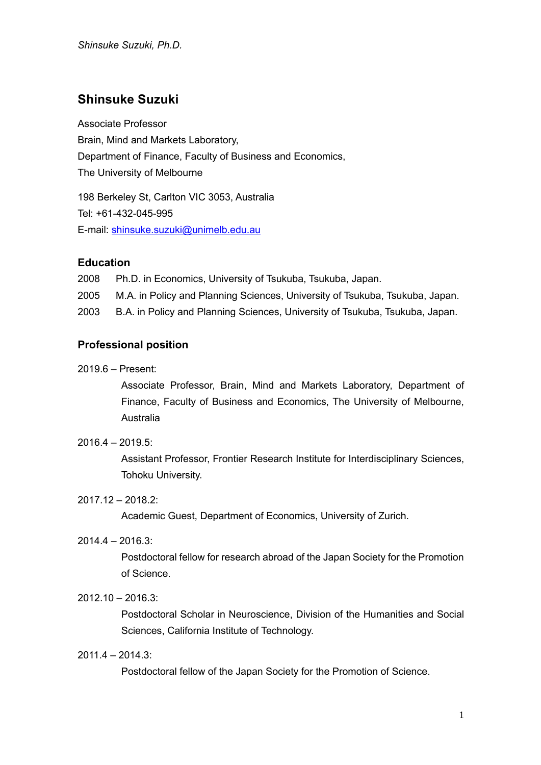# Shinsuke Suzuki

Associate Professor
Brain, Mind and Markets Laboratory,
Department of Finance, Faculty of Business and Economics,
The University of Melbourne

198 Berkeley St, Carlton VIC 3053, Australia
Tel: +61-432-045-995
E-mail: shinsuke.suzuki@unimelb.edu.au

## Education

2008 Ph.D. in Economics, University of Tsukuba, Tsukuba, Japan.

2005 M.A. in Policy and Planning Sciences, University of Tsukuba, Tsukuba, Japan.

2003 B.A. in Policy and Planning Sciences, University of Tsukuba, Tsukuba, Japan.

## Professional position

2019.6 – Present:

Associate Professor, Brain, Mind and Markets Laboratory, Department of Finance, Faculty of Business and Economics, The University of Melbourne, Australia

2016.4 – 2019.5:

Assistant Professor, Frontier Research Institute for Interdisciplinary Sciences, Tohoku University.

2017.12 – 2018.2:

Academic Guest, Department of Economics, University of Zurich.

2014.4 – 2016.3:

Postdoctoral fellow for research abroad of the Japan Society for the Promotion of Science.

2012.10 – 2016.3:

Postdoctoral Scholar in Neuroscience, Division of the Humanities and Social Sciences, California Institute of Technology.

2011.4 – 2014.3:

Postdoctoral fellow of the Japan Society for the Promotion of Science.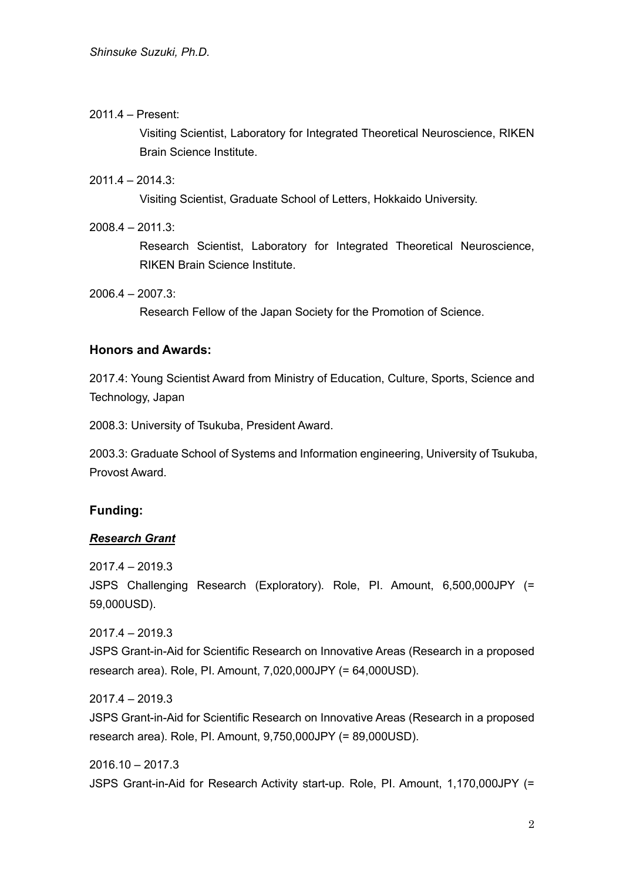2011.4 – Present:

Visiting Scientist, Laboratory for Integrated Theoretical Neuroscience, RIKEN Brain Science Institute.

2011.4 – 2014.3:

Visiting Scientist, Graduate School of Letters, Hokkaido University.

2008.4 – 2011.3:

Research Scientist, Laboratory for Integrated Theoretical Neuroscience, RIKEN Brain Science Institute.

2006.4 – 2007.3:

Research Fellow of the Japan Society for the Promotion of Science.

## Honors and Awards:

2017.4: Young Scientist Award from Ministry of Education, Culture, Sports, Science and Technology, Japan

2008.3: University of Tsukuba, President Award.

2003.3: Graduate School of Systems and Information engineering, University of Tsukuba, Provost Award.

## Funding:

### ***Research Grant***

2017.4 – 2019.3

JSPS Challenging Research (Exploratory). Role, PI. Amount, 6,500,000JPY (= 59,000USD).

2017.4 – 2019.3

JSPS Grant-in-Aid for Scientific Research on Innovative Areas (Research in a proposed research area). Role, PI. Amount, 7,020,000JPY (= 64,000USD).

2017.4 – 2019.3

JSPS Grant-in-Aid for Scientific Research on Innovative Areas (Research in a proposed research area). Role, PI. Amount, 9,750,000JPY (= 89,000USD).

2016.10 – 2017.3

JSPS Grant-in-Aid for Research Activity start-up. Role, PI. Amount, 1,170,000JPY (=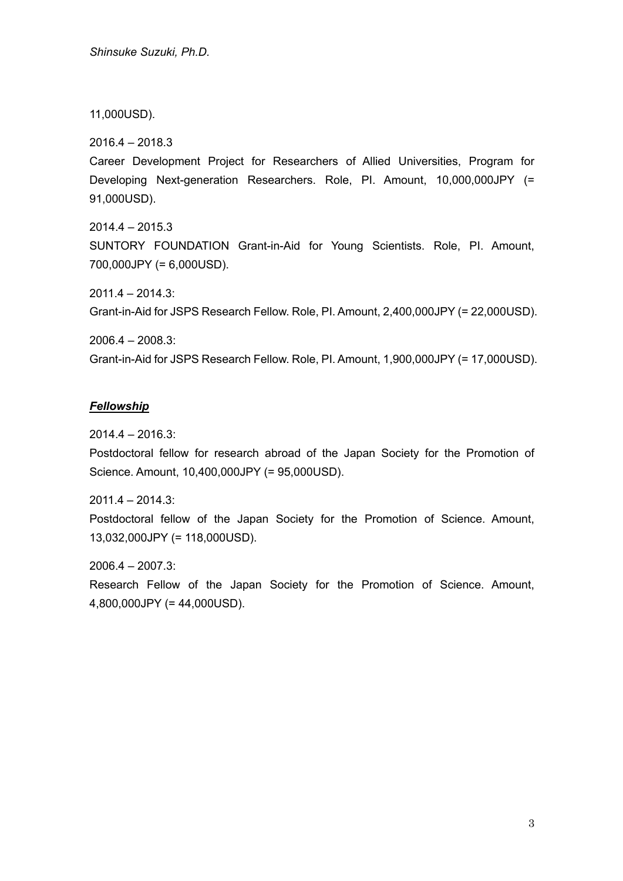11,000USD).

2016.4 – 2018.3

Career Development Project for Researchers of Allied Universities, Program for Developing Next-generation Researchers. Role, PI. Amount, 10,000,000JPY (= 91,000USD).

2014.4 – 2015.3

SUNTORY FOUNDATION Grant-in-Aid for Young Scientists. Role, PI. Amount, 700,000JPY (= 6,000USD).

2011.4 – 2014.3:

Grant-in-Aid for JSPS Research Fellow. Role, PI. Amount, 2,400,000JPY (= 22,000USD).

2006.4 – 2008.3:

Grant-in-Aid for JSPS Research Fellow. Role, PI. Amount, 1,900,000JPY (= 17,000USD).

***Fellowship***

2014.4 – 2016.3:

Postdoctoral fellow for research abroad of the Japan Society for the Promotion of Science. Amount, 10,400,000JPY (= 95,000USD).

2011.4 – 2014.3:

Postdoctoral fellow of the Japan Society for the Promotion of Science. Amount, 13,032,000JPY (= 118,000USD).

2006.4 – 2007.3:

Research Fellow of the Japan Society for the Promotion of Science. Amount, 4,800,000JPY (= 44,000USD).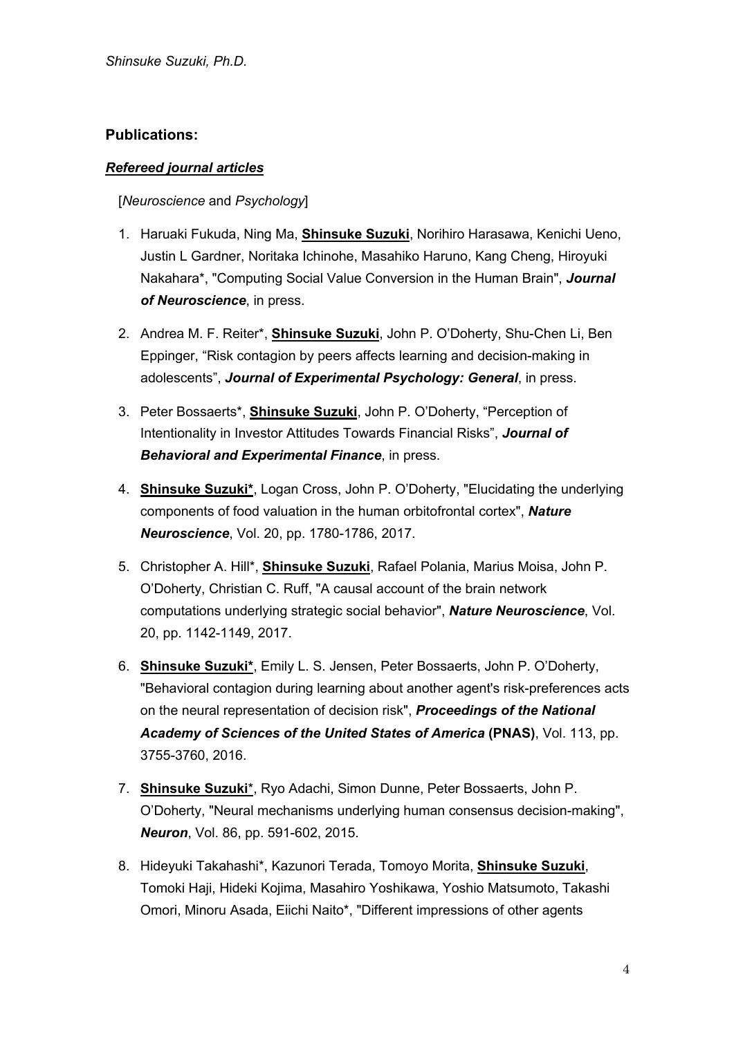*Shinsuke Suzuki, Ph.D.*

## Publications:

### ***Refereed journal articles***

[*Neuroscience* and *Psychology*]

1. Haruaki Fukuda, Ning Ma, **Shinsuke Suzuki**, Norihiro Harasawa, Kenichi Ueno, Justin L Gardner, Noritaka Ichinohe, Masahiko Haruno, Kang Cheng, Hiroyuki Nakahara*, "Computing Social Value Conversion in the Human Brain", ***Journal of Neuroscience***, in press.
2. Andrea M. F. Reiter*, **Shinsuke Suzuki**, John P. O'Doherty, Shu-Chen Li, Ben Eppinger, "Risk contagion by peers affects learning and decision-making in adolescents", ***Journal of Experimental Psychology: General***, in press.
3. Peter Bossaerts*, **Shinsuke Suzuki**, John P. O'Doherty, "Perception of Intentionality in Investor Attitudes Towards Financial Risks", ***Journal of Behavioral and Experimental Finance***, in press.
4. **Shinsuke Suzuki***, Logan Cross, John P. O'Doherty, "Elucidating the underlying components of food valuation in the human orbitofrontal cortex", ***Nature Neuroscience***, Vol. 20, pp. 1780-1786, 2017.
5. Christopher A. Hill*, **Shinsuke Suzuki**, Rafael Polania, Marius Moisa, John P. O'Doherty, Christian C. Ruff, "A causal account of the brain network computations underlying strategic social behavior", ***Nature Neuroscience***, Vol. 20, pp. 1142-1149, 2017.
6. **Shinsuke Suzuki***, Emily L. S. Jensen, Peter Bossaerts, John P. O'Doherty, "Behavioral contagion during learning about another agent's risk-preferences acts on the neural representation of decision risk", ***Proceedings of the National Academy of Sciences of the United States of America* (PNAS)**, Vol. 113, pp. 3755-3760, 2016.
7. **Shinsuke Suzuki***, Ryo Adachi, Simon Dunne, Peter Bossaerts, John P. O'Doherty, "Neural mechanisms underlying human consensus decision-making", ***Neuron***, Vol. 86, pp. 591-602, 2015.
8. Hideyuki Takahashi*, Kazunori Terada, Tomoyo Morita, **Shinsuke Suzuki**, Tomoki Haji, Hideki Kojima, Masahiro Yoshikawa, Yoshio Matsumoto, Takashi Omori, Minoru Asada, Eiichi Naito*, "Different impressions of other agents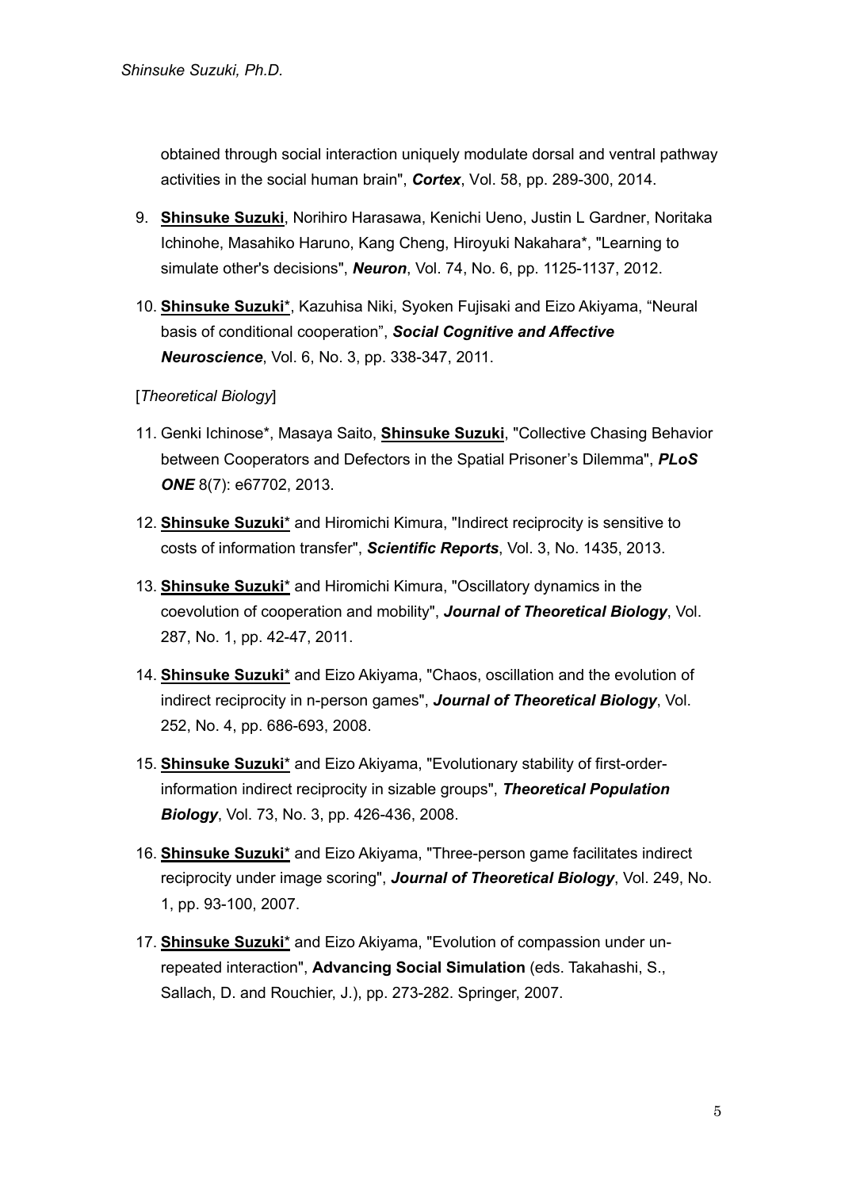obtained through social interaction uniquely modulate dorsal and ventral pathway activities in the social human brain", ***Cortex***, Vol. 58, pp. 289-300, 2014.

9. **Shinsuke Suzuki**, Norihiro Harasawa, Kenichi Ueno, Justin L Gardner, Noritaka Ichinohe, Masahiko Haruno, Kang Cheng, Hiroyuki Nakahara*, "Learning to simulate other's decisions", ***Neuron***, Vol. 74, No. 6, pp. 1125-1137, 2012.

10. **Shinsuke Suzuki***, Kazuhisa Niki, Syoken Fujisaki and Eizo Akiyama, "Neural basis of conditional cooperation", ***Social Cognitive and Affective Neuroscience***, Vol. 6, No. 3, pp. 338-347, 2011.

[*Theoretical Biology*]

11. Genki Ichinose*, Masaya Saito, **Shinsuke Suzuki**, "Collective Chasing Behavior between Cooperators and Defectors in the Spatial Prisoner's Dilemma", ***PLoS ONE*** 8(7): e67702, 2013.

12. **Shinsuke Suzuki*** and Hiromichi Kimura, "Indirect reciprocity is sensitive to costs of information transfer", ***Scientific Reports***, Vol. 3, No. 1435, 2013.

13. **Shinsuke Suzuki*** and Hiromichi Kimura, "Oscillatory dynamics in the coevolution of cooperation and mobility", ***Journal of Theoretical Biology***, Vol. 287, No. 1, pp. 42-47, 2011.

14. **Shinsuke Suzuki*** and Eizo Akiyama, "Chaos, oscillation and the evolution of indirect reciprocity in n-person games", ***Journal of Theoretical Biology***, Vol. 252, No. 4, pp. 686-693, 2008.

15. **Shinsuke Suzuki*** and Eizo Akiyama, "Evolutionary stability of first-order-information indirect reciprocity in sizable groups", ***Theoretical Population Biology***, Vol. 73, No. 3, pp. 426-436, 2008.

16. **Shinsuke Suzuki*** and Eizo Akiyama, "Three-person game facilitates indirect reciprocity under image scoring", ***Journal of Theoretical Biology***, Vol. 249, No. 1, pp. 93-100, 2007.

17. **Shinsuke Suzuki*** and Eizo Akiyama, "Evolution of compassion under un-repeated interaction", **Advancing Social Simulation** (eds. Takahashi, S., Sallach, D. and Rouchier, J.), pp. 273-282. Springer, 2007.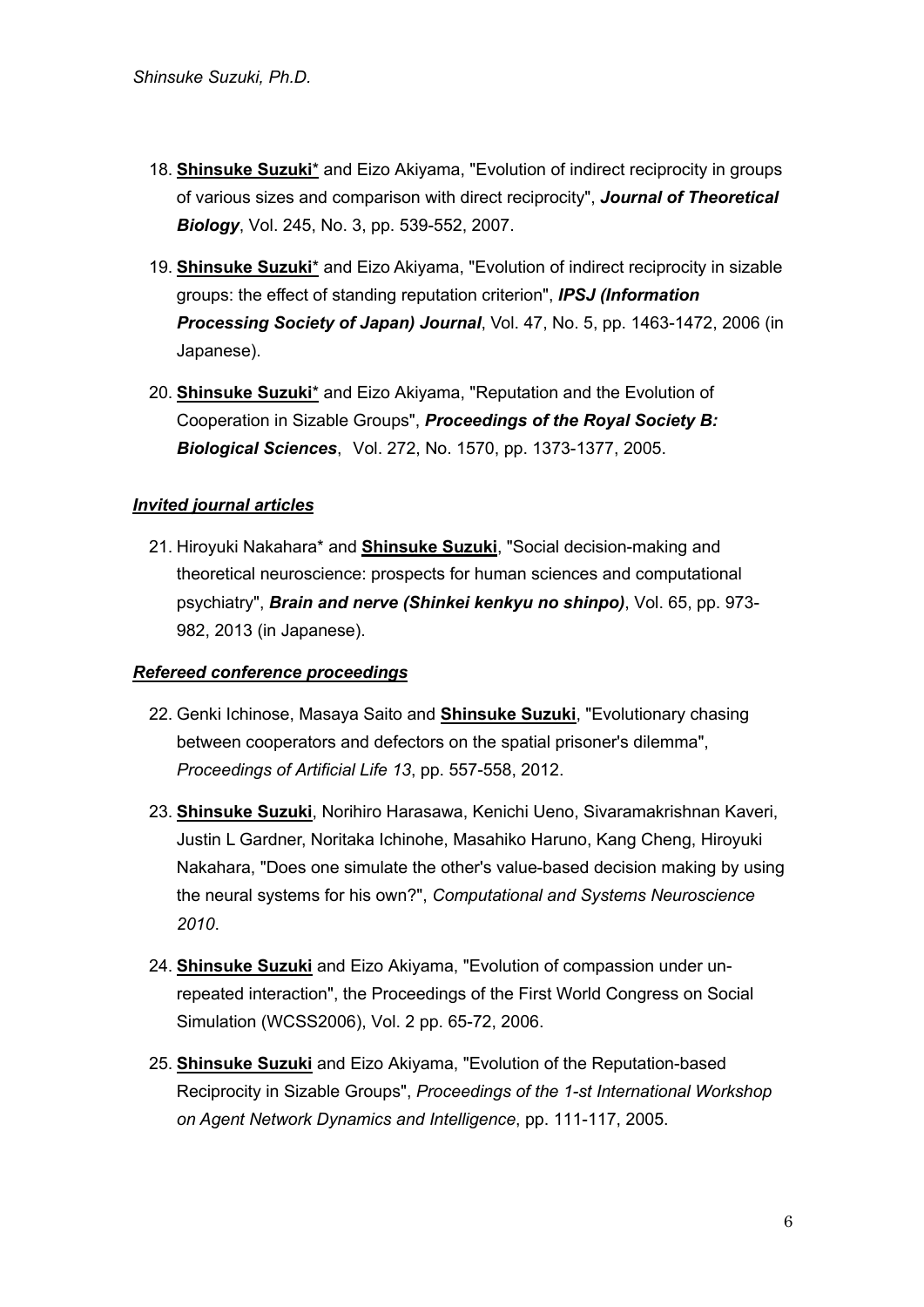18. **Shinsuke Suzuki*** and Eizo Akiyama, "Evolution of indirect reciprocity in groups of various sizes and comparison with direct reciprocity", ***Journal of Theoretical Biology***, Vol. 245, No. 3, pp. 539-552, 2007.

19. **Shinsuke Suzuki*** and Eizo Akiyama, "Evolution of indirect reciprocity in sizable groups: the effect of standing reputation criterion", ***IPSJ (Information Processing Society of Japan) Journal***, Vol. 47, No. 5, pp. 1463-1472, 2006 (in Japanese).

20. **Shinsuke Suzuki*** and Eizo Akiyama, "Reputation and the Evolution of Cooperation in Sizable Groups", ***Proceedings of the Royal Society B: Biological Sciences***, Vol. 272, No. 1570, pp. 1373-1377, 2005.

### *Invited journal articles*

21. Hiroyuki Nakahara* and **Shinsuke Suzuki**, "Social decision-making and theoretical neuroscience: prospects for human sciences and computational psychiatry", ***Brain and nerve (Shinkei kenkyu no shinpo)***, Vol. 65, pp. 973-982, 2013 (in Japanese).

### *Refereed conference proceedings*

22. Genki Ichinose, Masaya Saito and **Shinsuke Suzuki**, "Evolutionary chasing between cooperators and defectors on the spatial prisoner's dilemma", *Proceedings of Artificial Life 13*, pp. 557-558, 2012.

23. **Shinsuke Suzuki**, Norihiro Harasawa, Kenichi Ueno, Sivaramakrishnan Kaveri, Justin L Gardner, Noritaka Ichinohe, Masahiko Haruno, Kang Cheng, Hiroyuki Nakahara, "Does one simulate the other's value-based decision making by using the neural systems for his own?", *Computational and Systems Neuroscience 2010*.

24. **Shinsuke Suzuki** and Eizo Akiyama, "Evolution of compassion under un-repeated interaction", the Proceedings of the First World Congress on Social Simulation (WCSS2006), Vol. 2 pp. 65-72, 2006.

25. **Shinsuke Suzuki** and Eizo Akiyama, "Evolution of the Reputation-based Reciprocity in Sizable Groups", *Proceedings of the 1-st International Workshop on Agent Network Dynamics and Intelligence*, pp. 111-117, 2005.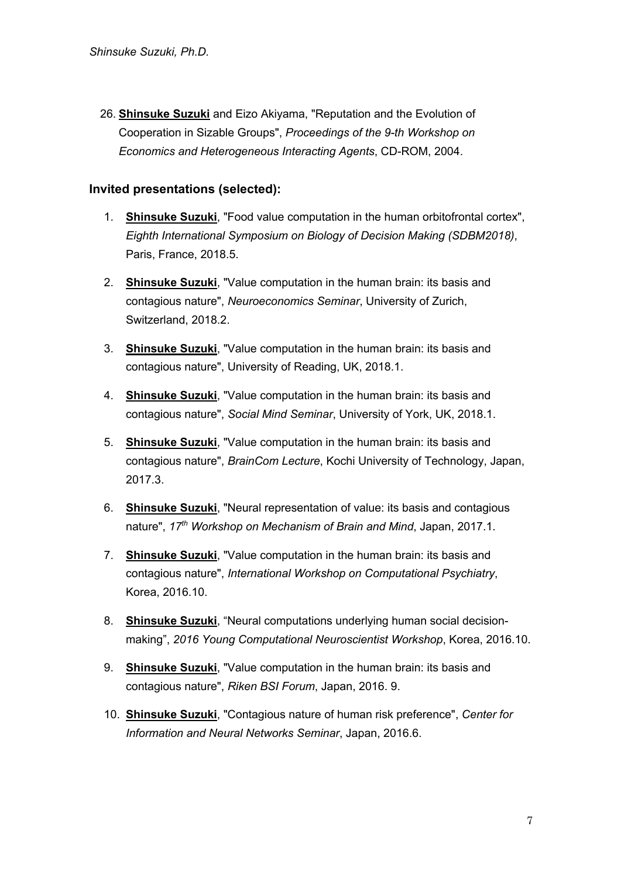26. **Shinsuke Suzuki** and Eizo Akiyama, "Reputation and the Evolution of Cooperation in Sizable Groups", *Proceedings of the 9-th Workshop on Economics and Heterogeneous Interacting Agents*, CD-ROM, 2004.

### Invited presentations (selected):

1. **Shinsuke Suzuki**, "Food value computation in the human orbitofrontal cortex", *Eighth International Symposium on Biology of Decision Making (SDBM2018)*, Paris, France, 2018.5.
2. **Shinsuke Suzuki**, "Value computation in the human brain: its basis and contagious nature", *Neuroeconomics Seminar*, University of Zurich, Switzerland, 2018.2.
3. **Shinsuke Suzuki**, "Value computation in the human brain: its basis and contagious nature", University of Reading, UK, 2018.1.
4. **Shinsuke Suzuki**, "Value computation in the human brain: its basis and contagious nature", *Social Mind Seminar*, University of York, UK, 2018.1.
5. **Shinsuke Suzuki**, "Value computation in the human brain: its basis and contagious nature", *BrainCom Lecture*, Kochi University of Technology, Japan, 2017.3.
6. **Shinsuke Suzuki**, "Neural representation of value: its basis and contagious nature", *17th Workshop on Mechanism of Brain and Mind*, Japan, 2017.1.
7. **Shinsuke Suzuki**, "Value computation in the human brain: its basis and contagious nature", *International Workshop on Computational Psychiatry*, Korea, 2016.10.
8. **Shinsuke Suzuki**, "Neural computations underlying human social decision-making", *2016 Young Computational Neuroscientist Workshop*, Korea, 2016.10.
9. **Shinsuke Suzuki**, "Value computation in the human brain: its basis and contagious nature", *Riken BSI Forum*, Japan, 2016. 9.
10. **Shinsuke Suzuki**, "Contagious nature of human risk preference", *Center for Information and Neural Networks Seminar*, Japan, 2016.6.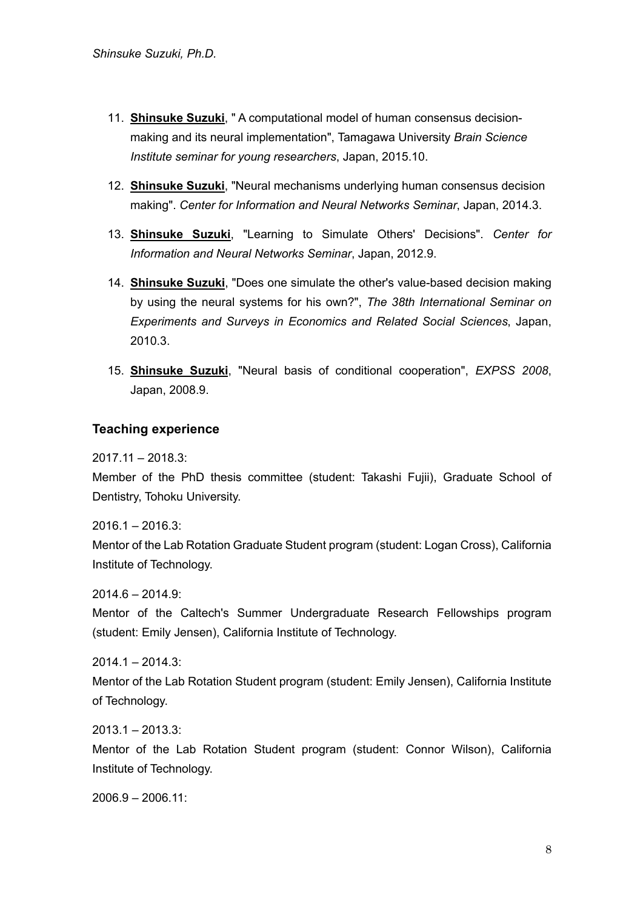11. **Shinsuke Suzuki**, " A computational model of human consensus decision-making and its neural implementation", Tamagawa University *Brain Science Institute seminar for young researchers*, Japan, 2015.10.

12. **Shinsuke Suzuki**, "Neural mechanisms underlying human consensus decision making". *Center for Information and Neural Networks Seminar*, Japan, 2014.3.

13. **Shinsuke Suzuki**, "Learning to Simulate Others' Decisions". *Center for Information and Neural Networks Seminar*, Japan, 2012.9.

14. **Shinsuke Suzuki**, "Does one simulate the other's value-based decision making by using the neural systems for his own?", *The 38th International Seminar on Experiments and Surveys in Economics and Related Social Sciences*, Japan, 2010.3.

15. **Shinsuke Suzuki**, "Neural basis of conditional cooperation", *EXPSS 2008*, Japan, 2008.9.

### Teaching experience

2017.11 – 2018.3:
Member of the PhD thesis committee (student: Takashi Fujii), Graduate School of Dentistry, Tohoku University.

2016.1 – 2016.3:
Mentor of the Lab Rotation Graduate Student program (student: Logan Cross), California Institute of Technology.

2014.6 – 2014.9:
Mentor of the Caltech's Summer Undergraduate Research Fellowships program (student: Emily Jensen), California Institute of Technology.

2014.1 – 2014.3:
Mentor of the Lab Rotation Student program (student: Emily Jensen), California Institute of Technology.

2013.1 – 2013.3:
Mentor of the Lab Rotation Student program (student: Connor Wilson), California Institute of Technology.

2006.9 – 2006.11: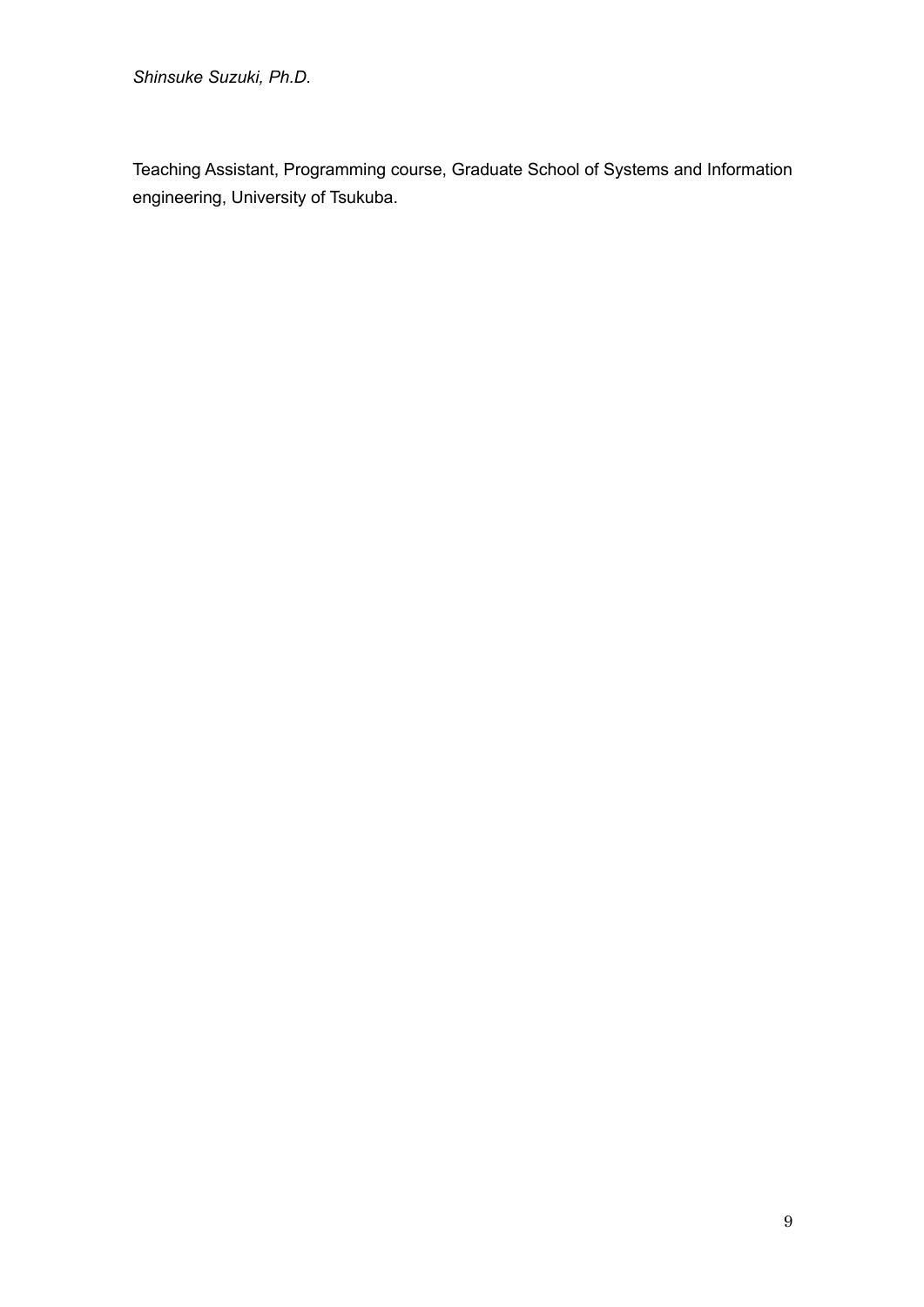*Shinsuke Suzuki, Ph.D.*

Teaching Assistant, Programming course, Graduate School of Systems and Information engineering, University of Tsukuba.